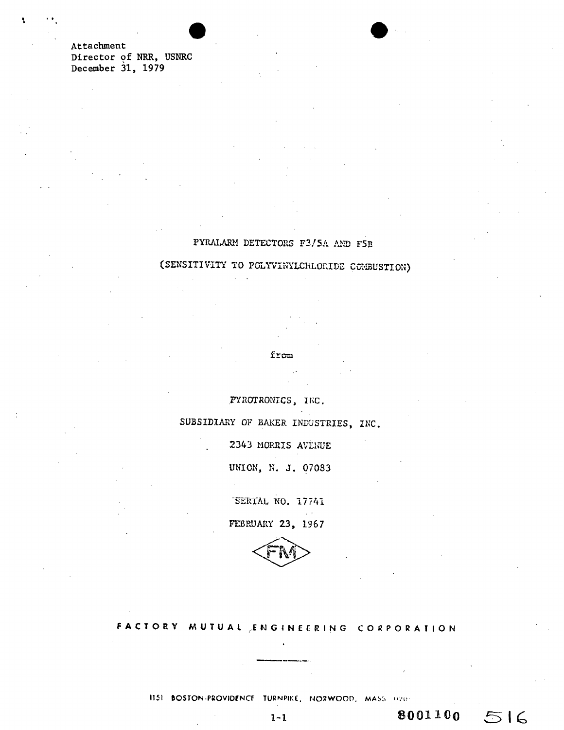Attachment
Director of NRR, USNRC
December 31, 1979

# PYRALARM DETECTORS F3/5A AND F5B

## (SENSITIVITY TO POLYVINYLCHLORIDE COMBUSTION)

from

PYROTRONICS, INC.

SUBSIDIARY OF BAKER INDUSTRIES, INC.

2343 MORRIS AVENUE

UNION, N. J. 07083

SERIAL NO. 17741

FEBRUARY 23, 1967

FM

FACTORY MUTUAL ENGINEERING CORPORATION

1151 BOSTON-PROVIDENCE TURNPIKE, NORWOOD, MASS 020

1-1

8001100 516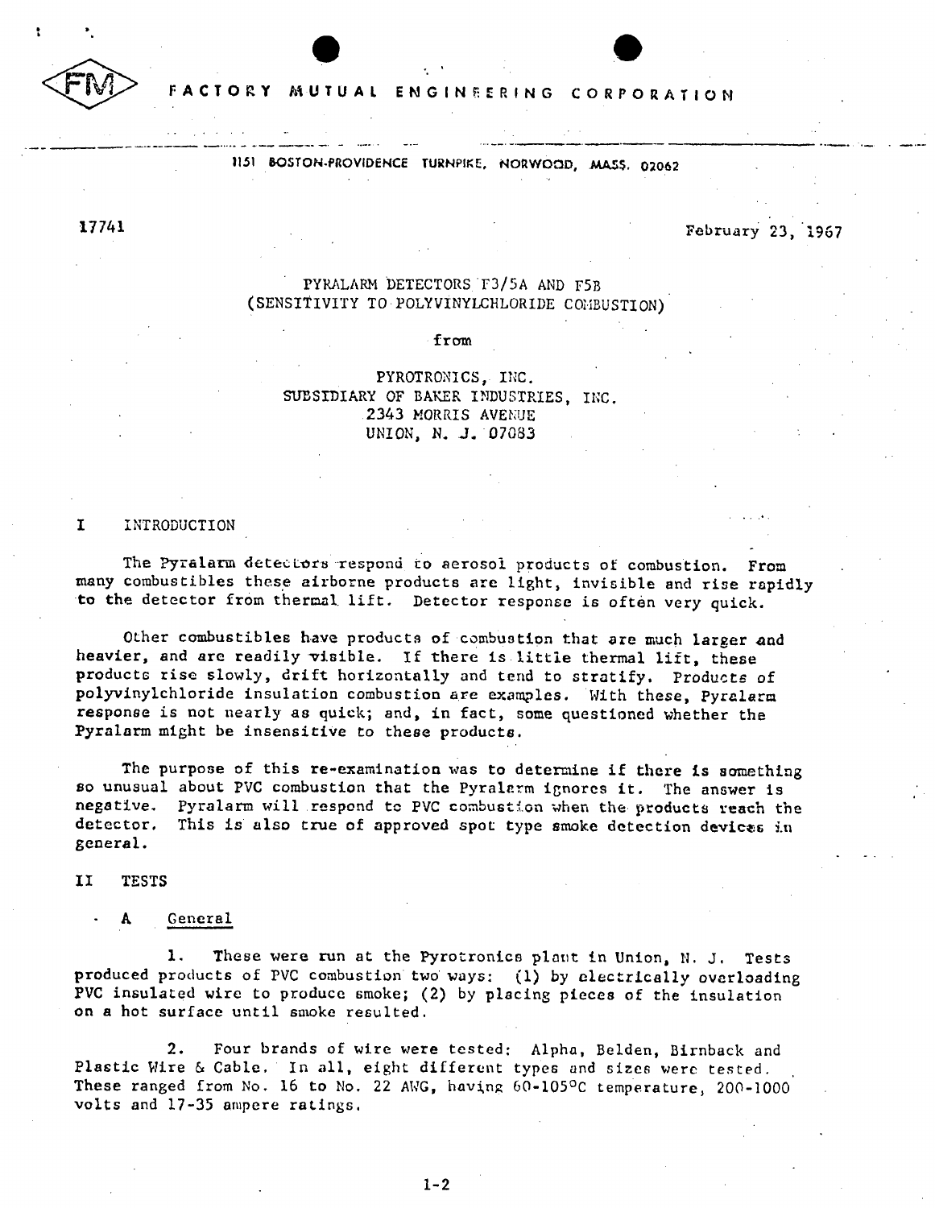FACTORY MUTUAL ENGINEERING CORPORATION

1151 BOSTON-PROVIDENCE TURNPIKE, NORWOOD, MASS. 02062

17741

February 23, 1967

PYRALARM DETECTORS F3/5A AND F5B
(SENSITIVITY TO POLYVINYLCHLORIDE COMBUSTION)

from

PYROTRONICS, INC.
SUBSIDIARY OF BAKER INDUSTRIES, INC.
2343 MORRIS AVENUE
UNION, N. J. 07083

## I INTRODUCTION

The Pyralarm detectors respond to aerosol products of combustion. From many combustibles these airborne products are light, invisible and rise rapidly to the detector from thermal lift. Detector response is often very quick.

Other combustibles have products of combustion that are much larger and heavier, and are readily visible. If there is little thermal lift, these products rise slowly, drift horizontally and tend to stratify. Products of polyvinylchloride insulation combustion are examples. With these, Pyralarm response is not nearly as quick; and, in fact, some questioned whether the Pyralarm might be insensitive to these products.

The purpose of this re-examination was to determine if there is something so unusual about PVC combustion that the Pyralarm ignores it. The answer is negative. Pyralarm will respond to PVC combustion when the products reach the detector. This is also true of approved spot type smoke detection devices in general.

## II TESTS

### A General

1. These were run at the Pyrotronics plant in Union, N. J. Tests produced products of PVC combustion two ways: (1) by electrically overloading PVC insulated wire to produce smoke; (2) by placing pieces of the insulation on a hot surface until smoke resulted.

2. Four brands of wire were tested: Alpha, Belden, Birnback and Plastic Wire & Cable. In all, eight different types and sizes were tested. These ranged from No. 16 to No. 22 AWG, having 60-105°C temperature, 200-1000 volts and 17-35 ampere ratings.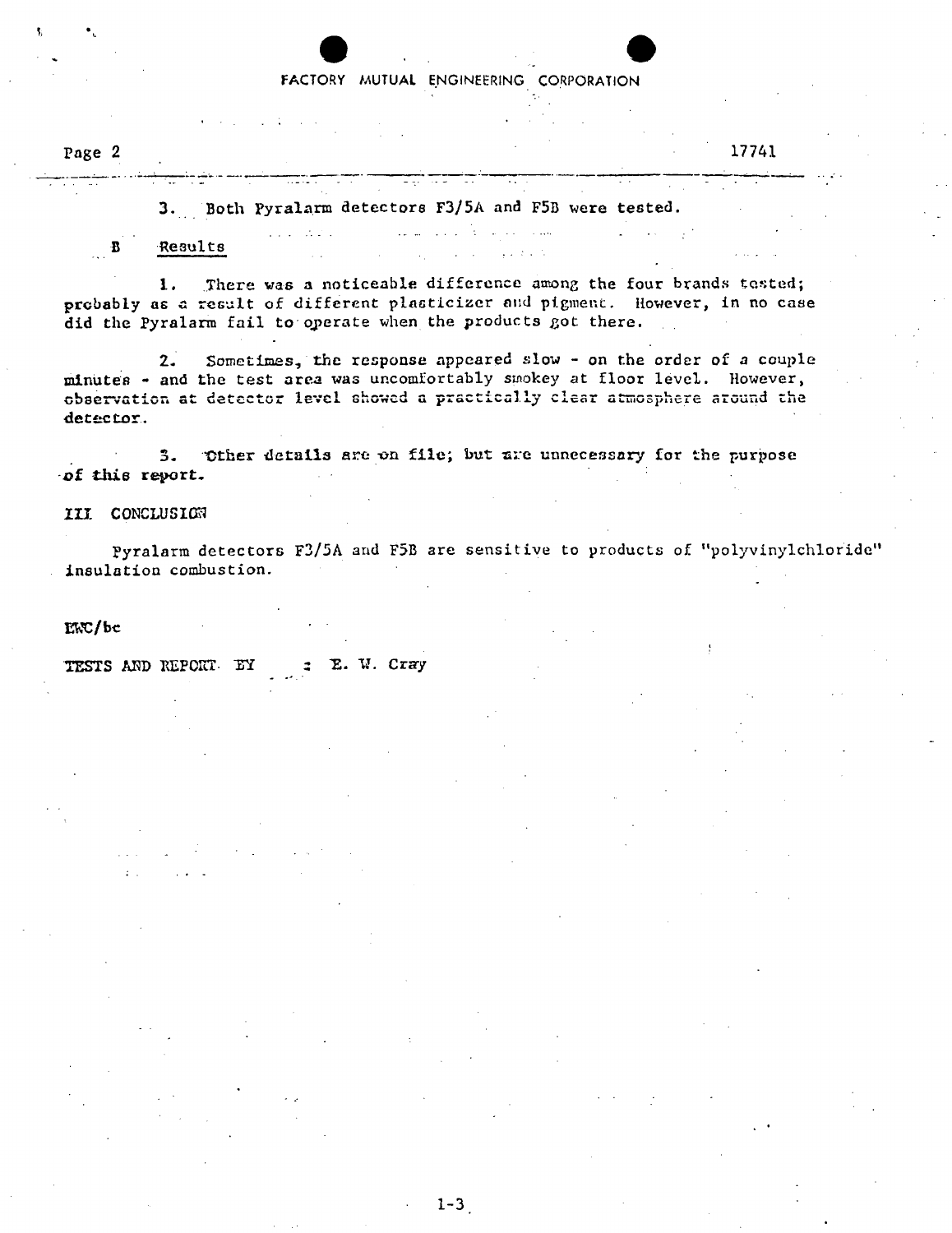3. Both Pyralarm detectors F3/5A and F5B were tested.

B Results

1. There was a noticeable difference among the four brands tested; probably as a result of different plasticizer and pigment. However, in no case did the Pyralarm fail to operate when the products got there.

2. Sometimes, the response appeared slow - on the order of a couple minutes - and the test area was uncomfortably smokey at floor level. However, observation at detector level showed a practically clear atmosphere around the detector.

3. Other details are on file; but are unnecessary for the purpose of this report.

III CONCLUSION

Pyralarm detectors F3/5A and F5B are sensitive to products of "polyvinylchloride" insulation combustion.

EWC/bc

TESTS AND REPORT BY : E. W. Cray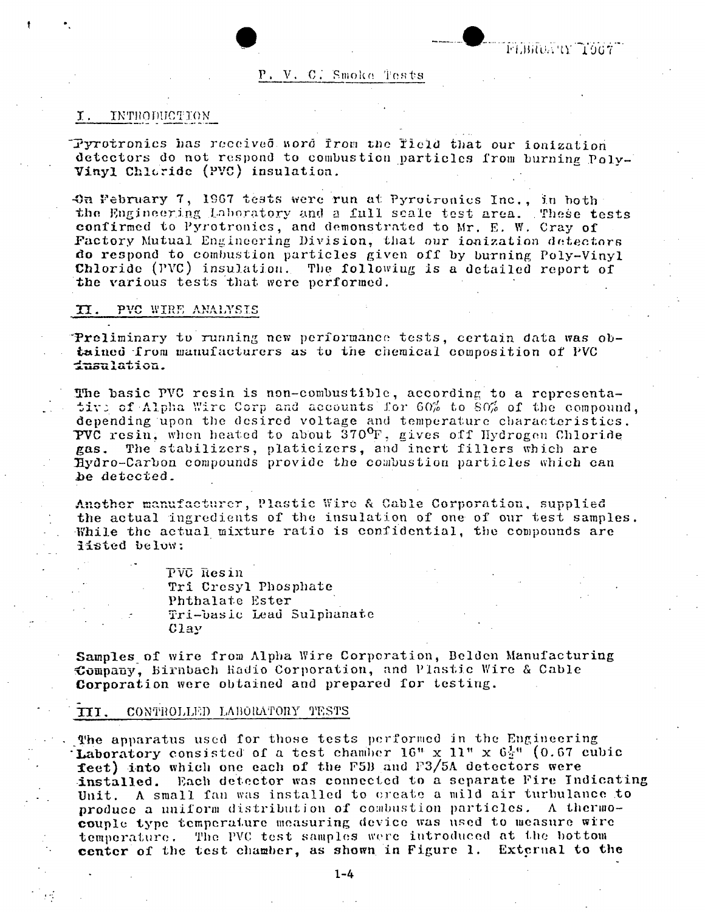# P. V. C. Smoke Tests

## I. INTRODUCTION

Pyrotronics has received word from the field that our ionization detectors do not respond to combustion particles from burning Poly-Vinyl Chloride (PVC) insulation.

On February 7, 1967 tests were run at Pyrotronics Inc., in both the Engineering Laboratory and a full scale test area. These tests confirmed to Pyrotronics, and demonstrated to Mr. E. W. Cray of Factory Mutual Engineering Division, that our ionization detectors do respond to combustion particles given off by burning Poly-Vinyl Chloride (PVC) insulation. The following is a detailed report of the various tests that were performed.

## II. PVC WIRE ANALYSIS

Preliminary to running new performance tests, certain data was obtained from manufacturers as to the chemical composition of PVC insulation.

The basic PVC resin is non-combustible, according to a representative of Alpha Wire Corp and accounts for 60% to 80% of the compound, depending upon the desired voltage and temperature characteristics. PVC resin, when heated to about 370°F, gives off Hydrogen Chloride gas. The stabilizers, platicizers, and inert fillers which are Hydro-Carbon compounds provide the combustion particles which can be detected.

Another manufacturer, Plastic Wire & Cable Corporation, supplied the actual ingredients of the insulation of one of our test samples. While the actual mixture ratio is confidential, the compounds are listed below:

- PVC Resin
- Tri Cresyl Phosphate
- Phthalate Ester
- Tri-basic Lead Sulphanate
- Clay

Samples of wire from Alpha Wire Corporation, Belden Manufacturing Company, Birnbach Radio Corporation, and Plastic Wire & Cable Corporation were obtained and prepared for testing.

## III. CONTROLLED LABORATORY TESTS

The apparatus used for those tests performed in the Engineering Laboratory consisted of a test chamber 16" x 11" x 6½" (0.67 cubic feet) into which one each of the F5B and F3/5A detectors were installed. Each detector was connected to a separate Fire Indicating Unit. A small fan was installed to create a mild air turbulance to produce a uniform distribution of combustion particles. A thermocouple type temperature measuring device was used to measure wire temperature. The PVC test samples were introduced at the bottom center of the test chamber, as shown in Figure 1. External to the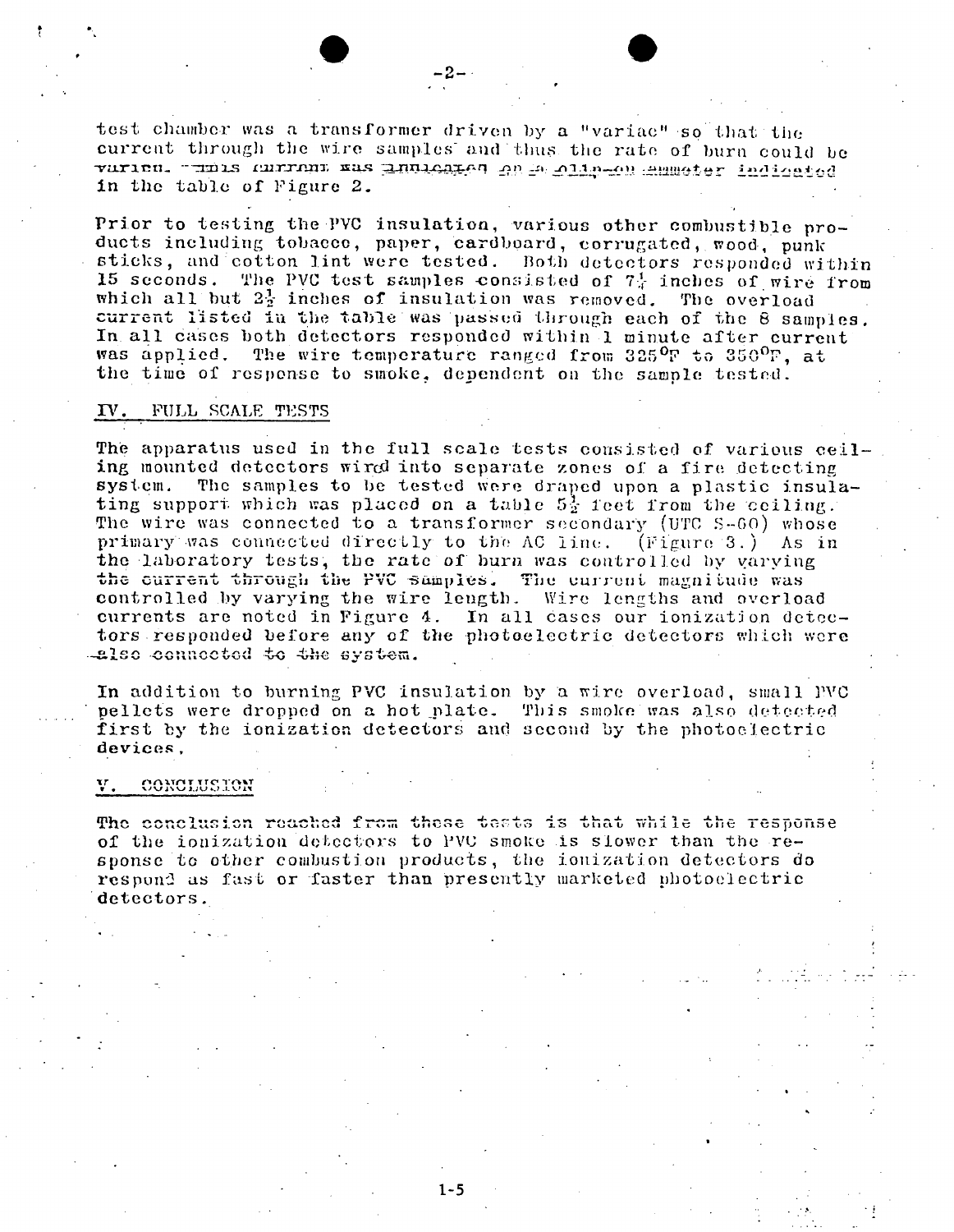test chamber was a transformer driven by a "variac" so that the current through the wire samples and thus the rate of burn could be varied. This current was indicated on a clip-on ammeter indicated in the table of Figure 2.

Prior to testing the PVC insulation, various other combustible products including tobacco, paper, cardboard, corrugated, wood, punk sticks, and cotton lint were tested. Both detectors responded within 15 seconds. The PVC test samples consisted of 7¼ inches of wire from which all but 2½ inches of insulation was removed. The overload current listed in the table was passed through each of the 8 samples. In all cases both detectors responded within 1 minute after current was applied. The wire temperature ranged from 325°F to 350°F, at the time of response to smoke, dependent on the sample tested.

## IV. FULL SCALE TESTS

The apparatus used in the full scale tests consisted of various ceiling mounted detectors wired into separate zones of a fire detecting system. The samples to be tested were draped upon a plastic insulating support which was placed on a table 5½ feet from the ceiling. The wire was connected to a transformer secondary (UTC S-60) whose primary was connected directly to the AC line. (Figure 3.) As in the laboratory tests, the rate of burn was controlled by varying the current through the PVC samples. The current magnitude was controlled by varying the wire length. Wire lengths and overload currents are noted in Figure 4. In all cases our ionization detectors responded before any of the photoelectric detectors which were also connected to the system.

In addition to burning PVC insulation by a wire overload, small PVC pellets were dropped on a hot plate. This smoke was also detected first by the ionization detectors and second by the photoelectric devices.

## V. CONCLUSION

The conclusion reached from these tests is that while the response of the ionization detectors to PVC smoke is slower than the response to other combustion products, the ionization detectors do respond as fast or faster than presently marketed photoelectric detectors.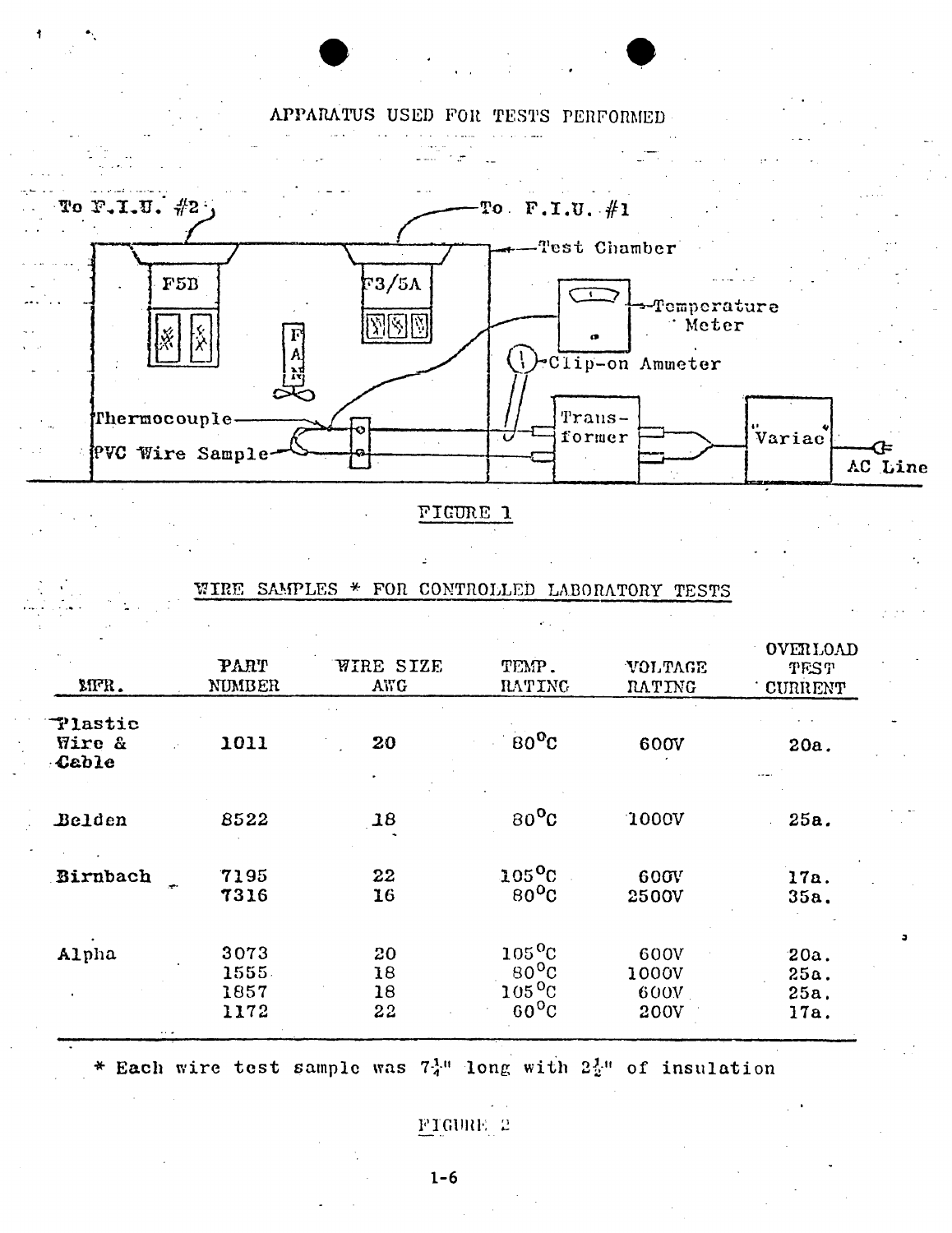## APPARATUS USED FOR TESTS PERFORMED

To F.I.U. #2

To F.I.U. #1

Test Chamber

F5B

F3/5A

FAN

Temperature Meter

Clip-on Ammeter

Thermocouple

PVC Wire Sample

Transformer

"Variac"

AC Line

FIGURE 1

## WIRE SAMPLES * FOR CONTROLLED LABORATORY TESTS

| MFR. | PART NUMBER | WIRE SIZE AWG | TEMP. RATING | VOLTAGE RATING | OVERLOAD TEST CURRENT |
|---|---|---|---|---|---|
| Plastic Wire & Cable | 1011 | 20 | 80°C | 600V | 20a. |
| Belden | 8522 | 18 | 80°C | 1000V | 25a. |
| Birnbach | 7195 | 22 | 105°C | 600V | 17a. |
| | 7316 | 16 | 80°C | 2500V | 35a. |
| Alpha | 3073 | 20 | 105°C | 600V | 20a. |
| | 1555 | 18 | 80°C | 1000V | 25a. |
| | 1857 | 18 | 105°C | 600V | 25a. |
| | 1172 | 22 | 60°C | 200V | 17a. |

* Each wire test sample was 7¼" long with 2½" of insulation

FIGURE 2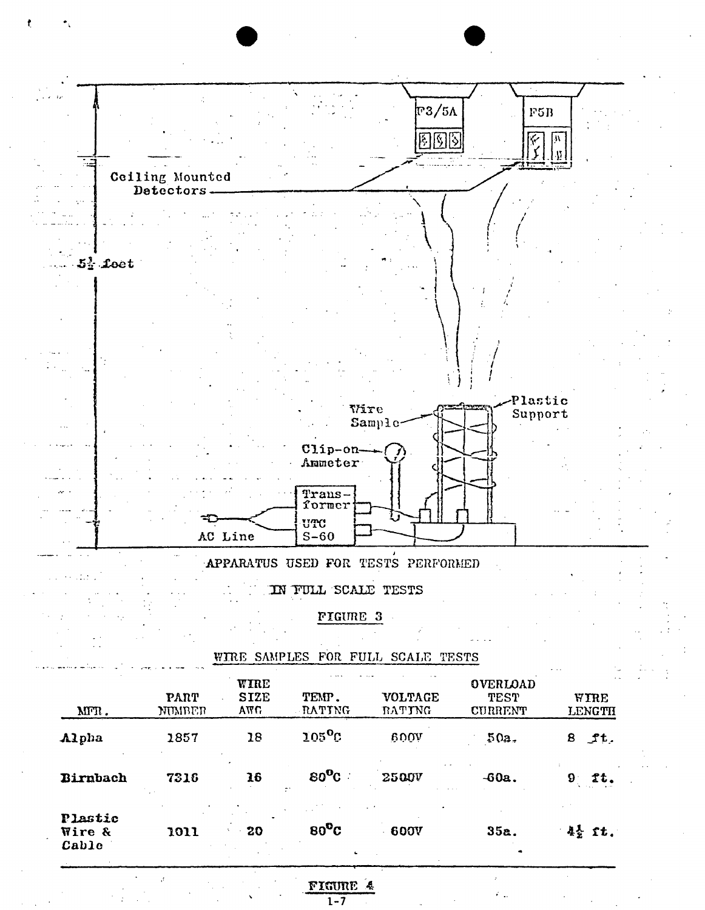Ceiling Mounted Detectors

F3/5A

F5B

5½ feet

Wire Sample

Plastic Support

Clip-on Ammeter

Transformer UTC S-60

AC Line

APPARATUS USED FOR TESTS PERFORMED

IN FULL SCALE TESTS

FIGURE 3

WIRE SAMPLES FOR FULL SCALE TESTS

| MFR. | PART NUMBER | WIRE SIZE AWG | TEMP. RATING | VOLTAGE RATING | OVERLOAD TEST CURRENT | WIRE LENGTH |
|---|---|---|---|---|---|---|
| Alpha | 1857 | 18 | 105°C | 600V | 50a. | 8 ft. |
| Birnbach | 7316 | 16 | 80°C | 2500V | 60a. | 9 ft. |
| Plastic Wire & Cable | 1011 | 20 | 80°C | 600V | 35a. | 4½ ft. |

FIGURE 4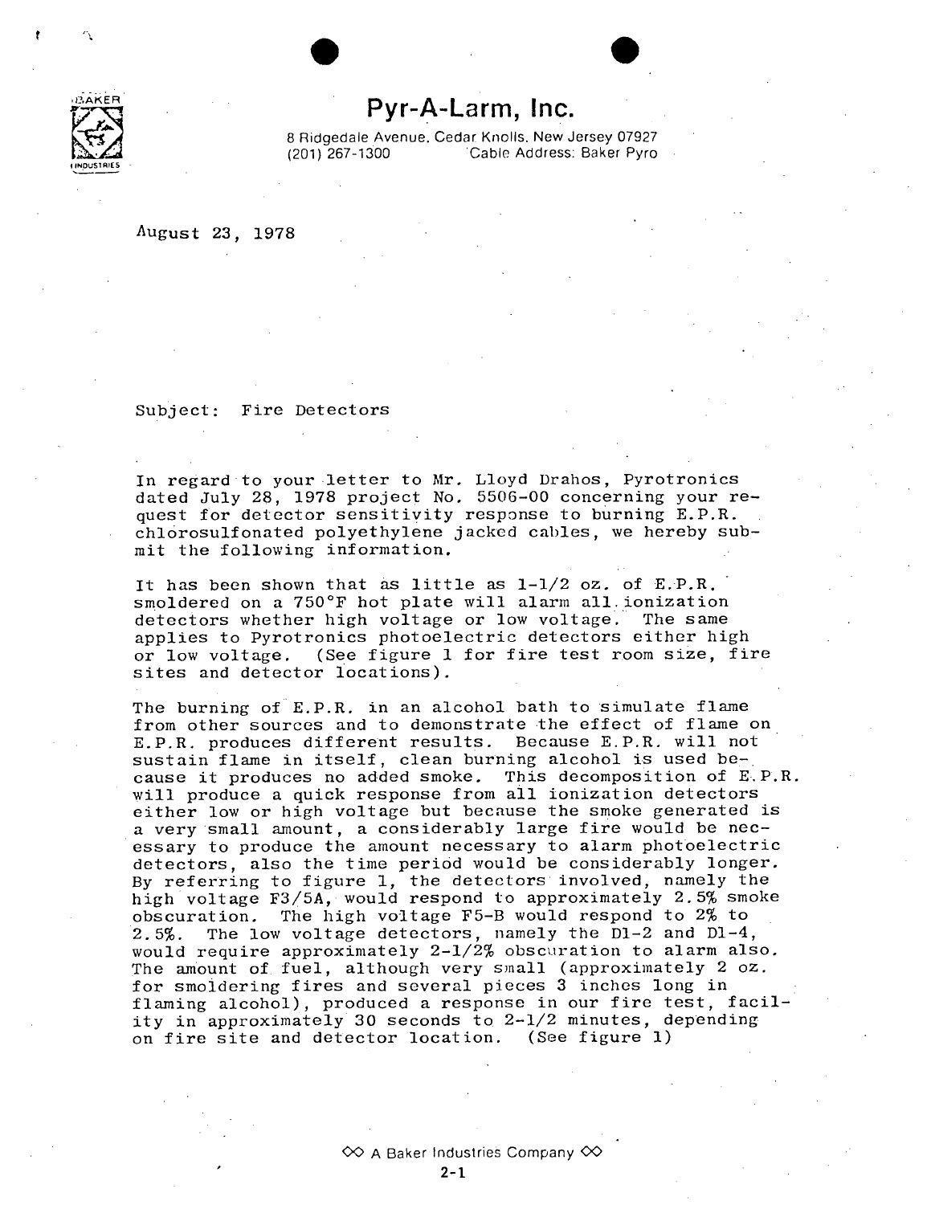# Pyr-A-Larm, Inc.

8 Ridgedale Avenue, Cedar Knolls, New Jersey 07927
(201) 267-1300 Cable Address: Baker Pyro

August 23, 1978

Subject: Fire Detectors

In regard to your letter to Mr. Lloyd Drahos, Pyrotronics dated July 28, 1978 project No. 5506-00 concerning your request for detector sensitivity response to burning E.P.R. chlorosulfonated polyethylene jacked cables, we hereby submit the following information.

It has been shown that as little as 1-1/2 oz. of E.P.R. smoldered on a 750°F hot plate will alarm all ionization detectors whether high voltage or low voltage. The same applies to Pyrotronics photoelectric detectors either high or low voltage. (See figure 1 for fire test room size, fire sites and detector locations).

The burning of E.P.R. in an alcohol bath to simulate flame from other sources and to demonstrate the effect of flame on E.P.R. produces different results. Because E.P.R. will not sustain flame in itself, clean burning alcohol is used because it produces no added smoke. This decomposition of E.P.R. will produce a quick response from all ionization detectors either low or high voltage but because the smoke generated is a very small amount, a considerably large fire would be necessary to produce the amount necessary to alarm photoelectric detectors, also the time period would be considerably longer. By referring to figure 1, the detectors involved, namely the high voltage F3/5A, would respond to approximately 2.5% smoke obscuration. The high voltage F5-B would respond to 2% to 2.5%. The low voltage detectors, namely the D1-2 and D1-4, would require approximately 2-1/2% obscuration to alarm also. The amount of fuel, although very small (approximately 2 oz. for smoldering fires and several pieces 3 inches long in flaming alcohol), produced a response in our fire test, facility in approximately 30 seconds to 2-1/2 minutes, depending on fire site and detector location. (See figure 1)

A Baker Industries Company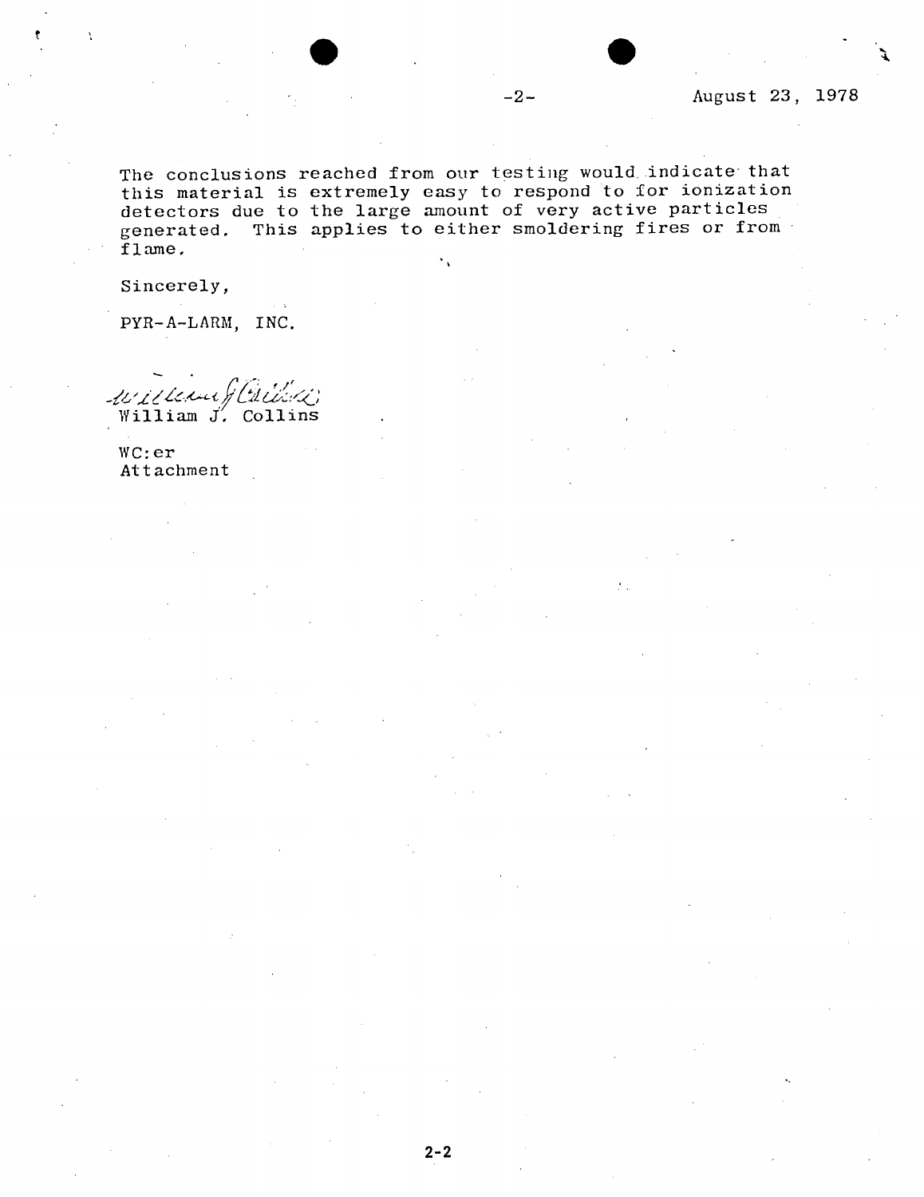August 23, 1978

The conclusions reached from our testing would indicate that this material is extremely easy to respond to for ionization detectors due to the large amount of very active particles generated. This applies to either smoldering fires or from flame.

Sincerely,

PYR-A-LARM, INC.

William J. Collins

William J. Collins

WC:er
Attachment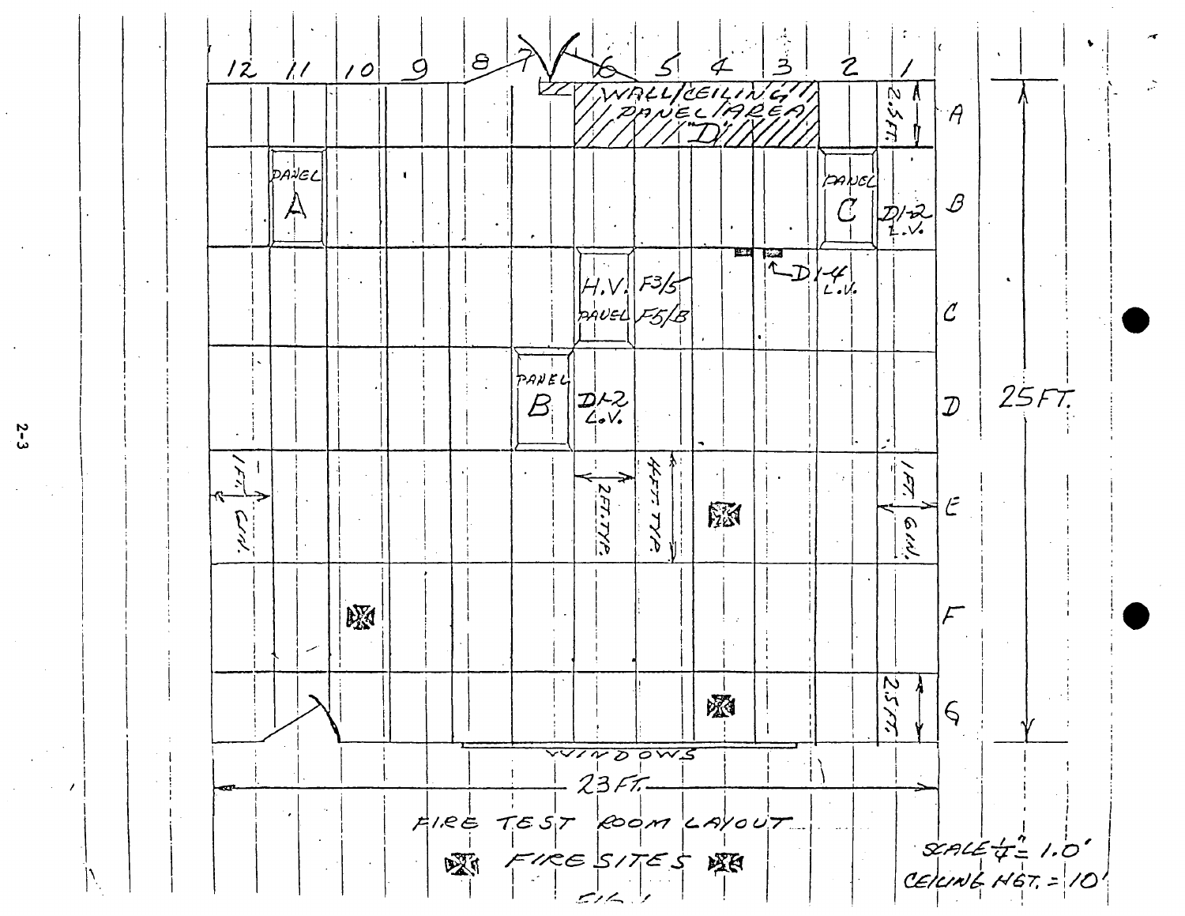12 11 10 9 8 7 6 5 4 3 2 1

WALL/CEILING PANEL AREA "D"

2.5 FT.

A

PANEL A

PANEL C

D1-2 L.V.

B

D1-4 L.V.

H.V. F3/5 PANEL F5/B

C

PANEL B

D1-2 L.V.

D

25 FT.

1 FT. 6 IN.

2 FT. TYP.

4 FT. TYP.

1 FT. 6 IN.

E

F

2.5 FT.

G

WINDOWS

23 FT.

FIRE TEST ROOM LAYOUT

FIRE SITES

SCALE 1/4" = 1.0'

CEILING HGT. = 10'

FIG. 1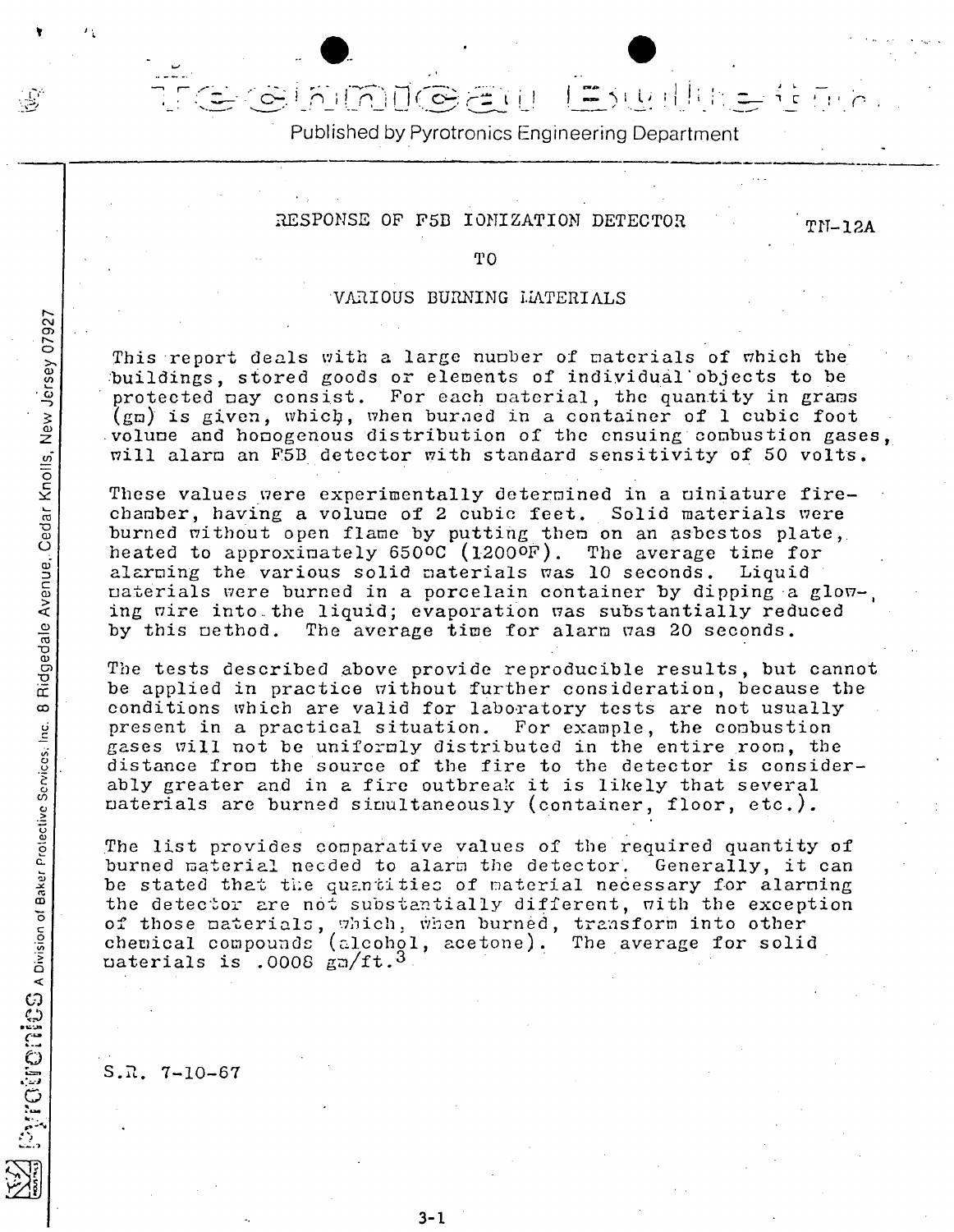# Technical Bulletin

Published by Pyrotronics Engineering Department

## RESPONSE OF F5B IONIZATION DETECTOR TO VARIOUS BURNING MATERIALS

TN-12A

This report deals with a large number of materials of which the buildings, stored goods or elements of individual objects to be protected may consist. For each material, the quantity in grams (gm) is given, which, when burned in a container of 1 cubic foot volume and homogenous distribution of the ensuing combustion gases, will alarm an F5B detector with standard sensitivity of 50 volts.

These values were experimentally determined in a miniature fire-chamber, having a volume of 2 cubic feet. Solid materials were burned without open flame by putting them on an asbestos plate, heated to approximately 650°C (1200°F). The average time for alarming the various solid materials was 10 seconds. Liquid materials were burned in a porcelain container by dipping a glowing wire into the liquid; evaporation was substantially reduced by this method. The average time for alarm was 20 seconds.

The tests described above provide reproducible results, but cannot be applied in practice without further consideration, because the conditions which are valid for laboratory tests are not usually present in a practical situation. For example, the combustion gases will not be uniformly distributed in the entire room, the distance from the source of the fire to the detector is considerably greater and in a fire outbreak it is likely that several materials are burned simultaneously (container, floor, etc.).

The list provides comparative values of the required quantity of burned material needed to alarm the detector. Generally, it can be stated that the quantities of material necessary for alarming the detector are not substantially different, with the exception of those materials, which, when burned, transform into other chemical compounds (alcohol, acetone). The average for solid materials is .0008 $gm/ft.^3$

S.R. 7-10-67

Pyrotronics A Division of Baker Protective Services, Inc. 8 Ridgedale Avenue, Cedar Knolls, New Jersey 07927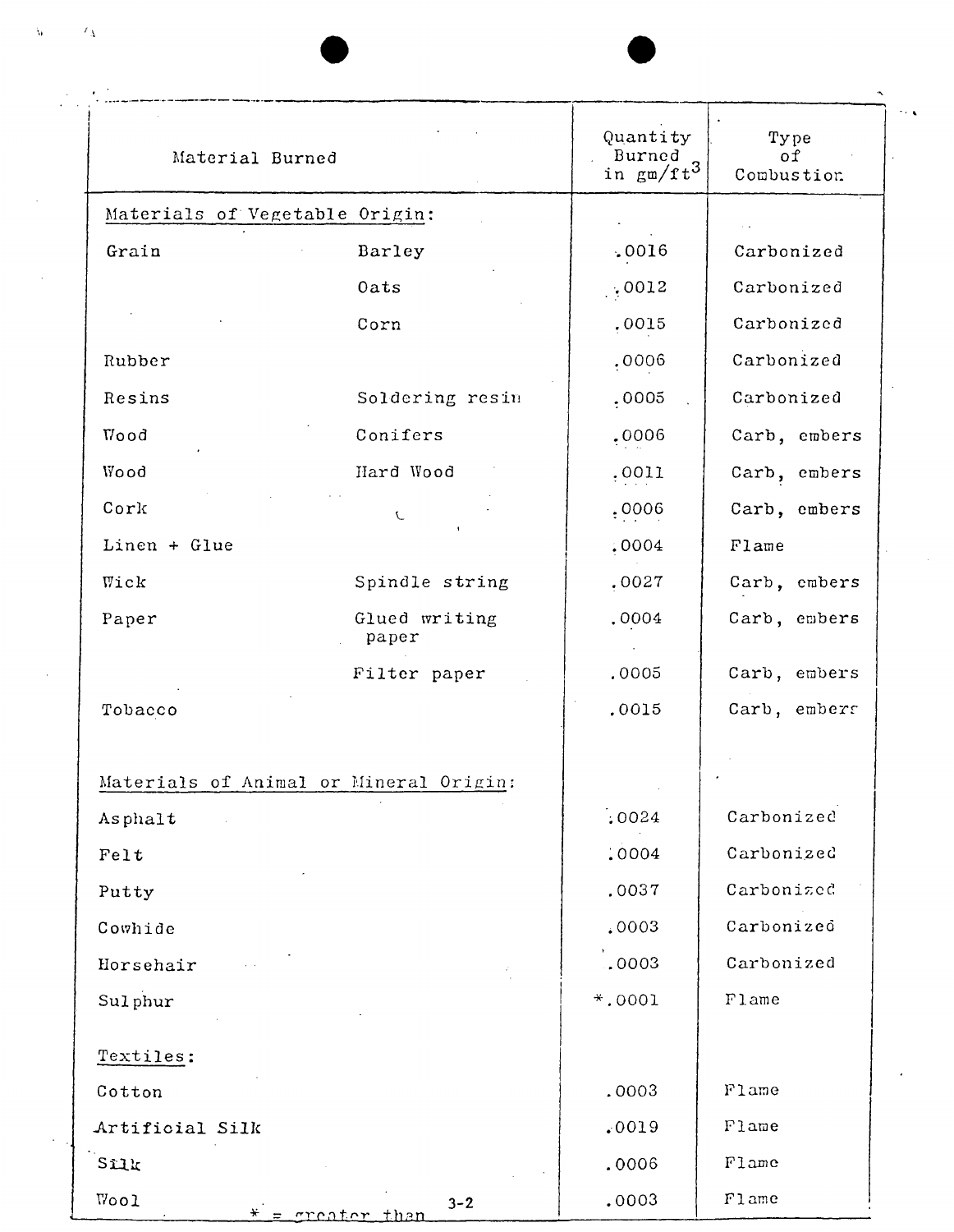| Material Burned | | Quantity Burned in gm/ft$^3$ | Type of Combustion |
|---|---|---|---|
| Materials of Vegetable Origin: | | | |
| Grain | Barley | .0016 | Carbonized |
| | Oats | .0012 | Carbonized |
| | Corn | .0015 | Carbonized |
| Rubber | | .0006 | Carbonized |
| Resins | Soldering resin | .0005 | Carbonized |
| Wood | Conifers | .0006 | Carb, embers |
| Wood | Hard Wood | .0011 | Carb, embers |
| Cork | | .0006 | Carb, embers |
| Linen + Glue | | .0004 | Flame |
| Wick | Spindle string | .0027 | Carb, embers |
| Paper | Glued writing paper | .0004 | Carb, embers |
| | Filter paper | .0005 | Carb, embers |
| Tobacco | | .0015 | Carb, embers |
| Materials of Animal or Mineral Origin: | | | |
| Asphalt | | .0024 | Carbonized |
| Felt | | .0004 | Carbonized |
| Putty | | .0037 | Carbonized |
| Cowhide | | .0003 | Carbonized |
| Horsehair | | .0003 | Carbonized |
| Sulphur | | *.0001 | Flame |
| Textiles: | | | |
| Cotton | | .0003 | Flame |
| Artificial Silk | | .0019 | Flame |
| Silk | | .0006 | Flame |
| Wool | | .0003 | Flame |

* = greater than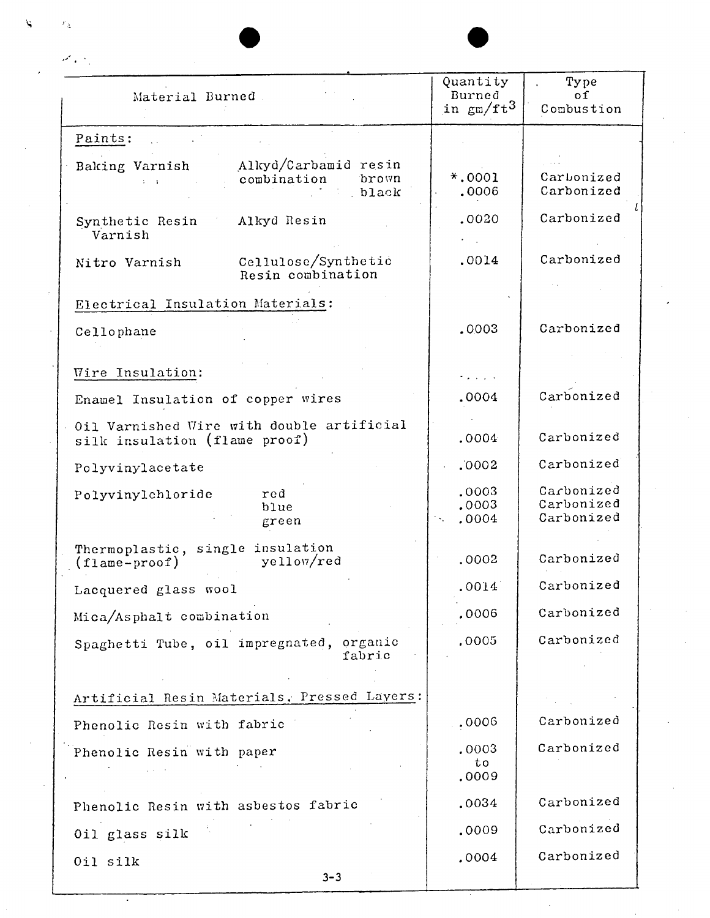| Material Burned | | Quantity Burned in $gm/ft^3$ | Type of Combustion |
|---|---|---|---|
| **Paints:** | | | |
| Baking Varnish | Alkyd/Carbamid resin combination brown | *.0001 | Carbonized |
| | black | .0006 | Carbonized |
| Synthetic Resin Varnish | Alkyd Resin | .0020 | Carbonized |
| Nitro Varnish | Cellulose/Synthetic Resin combination | .0014 | Carbonized |
| **Electrical Insulation Materials:** | | | |
| Cellophane | | .0003 | Carbonized |
| **Wire Insulation:** | | | |
| Enamel Insulation of copper wires | | .0004 | Carbonized |
| Oil Varnished Wire with double artificial silk insulation (flame proof) | | .0004 | Carbonized |
| Polyvinylacetate | | .0002 | Carbonized |
| Polyvinylchloride | red | .0003 | Carbonized |
| | blue | .0003 | Carbonized |
| | green | .0004 | Carbonized |
| Thermoplastic, single insulation (flame-proof) | yellow/red | .0002 | Carbonized |
| Lacquered glass wool | | .0014 | Carbonized |
| Mica/Asphalt combination | | .0006 | Carbonized |
| Spaghetti Tube, oil impregnated, organic fabric | | .0005 | Carbonized |
| **Artificial Resin Materials, Pressed Layers:** | | | |
| Phenolic Resin with fabric | | .0006 | Carbonized |
| Phenolic Resin with paper | | .0003 to .0009 | Carbonized |
| Phenolic Resin with asbestos fabric | | .0034 | Carbonized |
| Oil glass silk | | .0009 | Carbonized |
| Oil silk | | .0004 | Carbonized |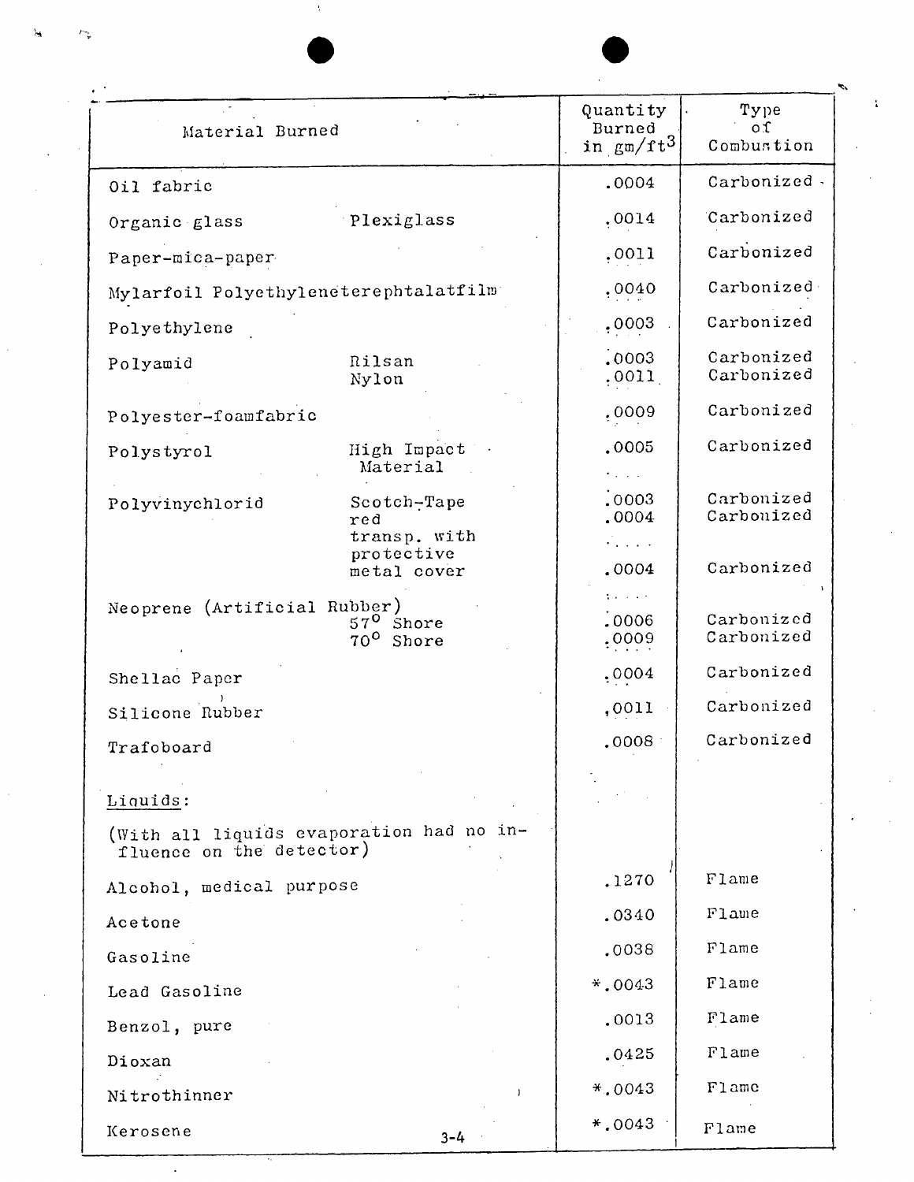| Material Burned | | Quantity Burned in $gm/ft^3$ | Type of Combustion |
|---|---|---|---|
| Oil fabric | | .0004 | Carbonized |
| Organic glass | Plexiglass | .0014 | Carbonized |
| Paper-mica-paper | | .0011 | Carbonized |
| Mylarfoil Polyethyleneterephtalatfilm | | .0040 | Carbonized |
| Polyethylene | | .0003 | Carbonized |
| Polyamid | Rilsan | .0003 | Carbonized |
| | Nylon | .0011 | Carbonized |
| Polyester-foamfabric | | .0009 | Carbonized |
| Polystyrol | High Impact Material | .0005 | Carbonized |
| Polyvinychlorid | Scotch-Tape | .0003 | Carbonized |
| | red | .0004 | Carbonized |
| | transp. with protective metal cover | .0004 | Carbonized |
| Neoprene (Artificial Rubber) | | | |
| | 57° Shore | .0006 | Carbonized |
| | 70° Shore | .0009 | Carbonized |
| Shellac Paper | | .0004 | Carbonized |
| Silicone Rubber | | .0011 | Carbonized |
| Trafoboard | | .0008 | Carbonized |
| Liquids: | | | |
| (With all liquids evaporation had no influence on the detector) | | | |
| Alcohol, medical purpose | | .1270 | Flame |
| Acetone | | .0340 | Flame |
| Gasoline | | .0038 | Flame |
| Lead Gasoline | | *.0043 | Flame |
| Benzol, pure | | .0013 | Flame |
| Dioxan | | .0425 | Flame |
| Nitrothinner | | *.0043 | Flame |
| Kerosene | | *.0043 | Flame |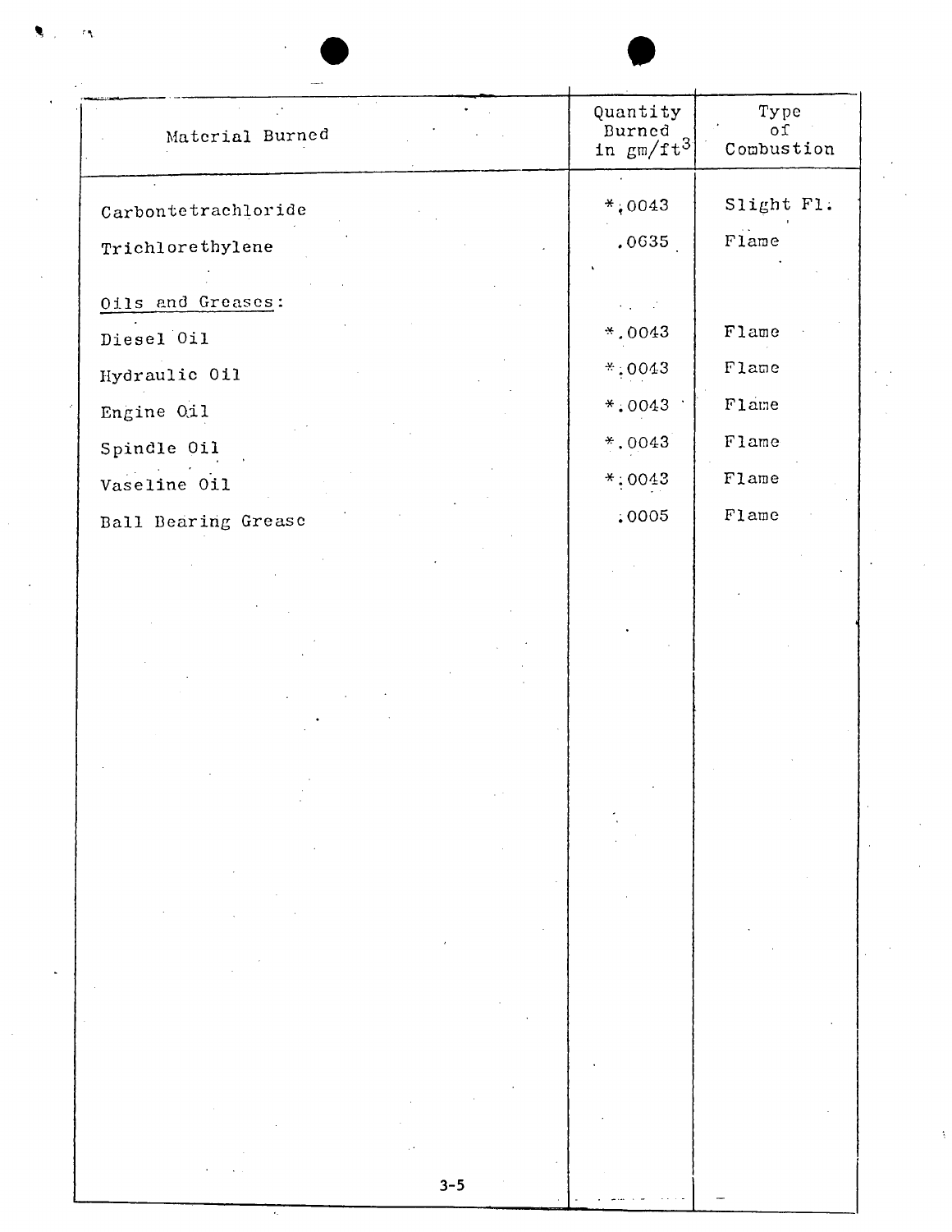| Material Burned | Quantity Burned in $gm/ft^3$ | Type of Combustion |
|---|---|---|
| Carbontetrachloride | *.0043 | Slight Fl. |
| Trichlorethylene | .0635 | Flame |
| Oils and Greases: | | |
| Diesel Oil | *.0043 | Flame |
| Hydraulic Oil | *.0043 | Flame |
| Engine Oil | *.0043 | Flame |
| Spindle Oil | *.0043 | Flame |
| Vaseline Oil | *.0043 | Flame |
| Ball Bearing Grease | .0005 | Flame |